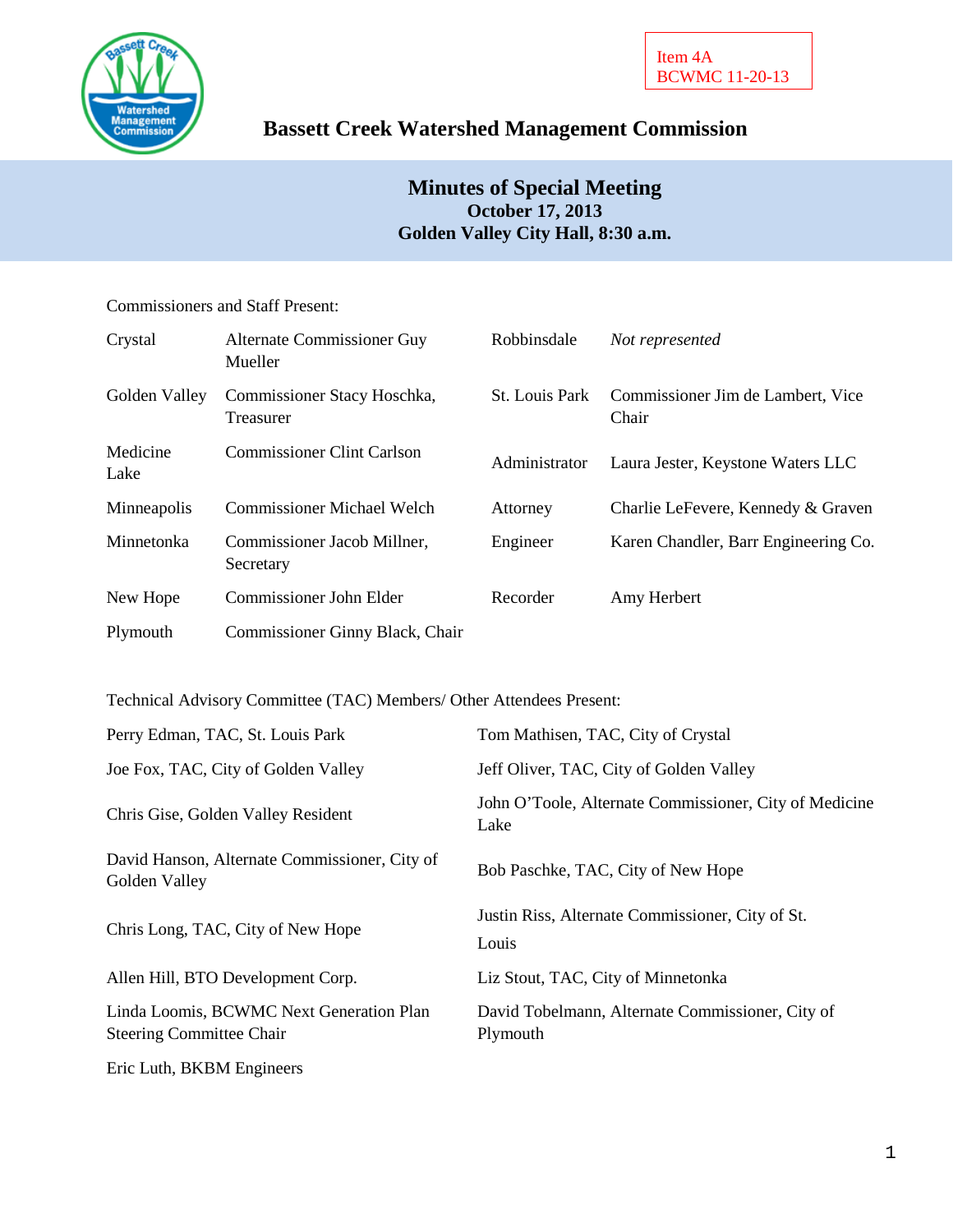Item 4A
BCWMC 11-20-13

# Bassett Creek Watershed Management Commission

## Minutes of Special Meeting
**October 17, 2013**
**Golden Valley City Hall, 8:30 a.m.**

Commissioners and Staff Present:

| | | | |
|---|---|---|---|
| Crystal | Alternate Commissioner Guy Mueller | Robbinsdale | *Not represented* |
| Golden Valley | Commissioner Stacy Hoschka, Treasurer | St. Louis Park | Commissioner Jim de Lambert, Vice Chair |
| Medicine Lake | Commissioner Clint Carlson | Administrator | Laura Jester, Keystone Waters LLC |
| Minneapolis | Commissioner Michael Welch | Attorney | Charlie LeFevere, Kennedy & Graven |
| Minnetonka | Commissioner Jacob Millner, Secretary | Engineer | Karen Chandler, Barr Engineering Co. |
| New Hope | Commissioner John Elder | Recorder | Amy Herbert |
| Plymouth | Commissioner Ginny Black, Chair | | |

Technical Advisory Committee (TAC) Members/ Other Attendees Present:

| | |
|---|---|
| Perry Edman, TAC, St. Louis Park | Tom Mathisen, TAC, City of Crystal |
| Joe Fox, TAC, City of Golden Valley | Jeff Oliver, TAC, City of Golden Valley |
| Chris Gise, Golden Valley Resident | John O'Toole, Alternate Commissioner, City of Medicine Lake |
| David Hanson, Alternate Commissioner, City of Golden Valley | Bob Paschke, TAC, City of New Hope |
| Chris Long, TAC, City of New Hope | Justin Riss, Alternate Commissioner, City of St. Louis |
| Allen Hill, BTO Development Corp. | Liz Stout, TAC, City of Minnetonka |
| Linda Loomis, BCWMC Next Generation Plan Steering Committee Chair | David Tobelmann, Alternate Commissioner, City of Plymouth |
| Eric Luth, BKBM Engineers | |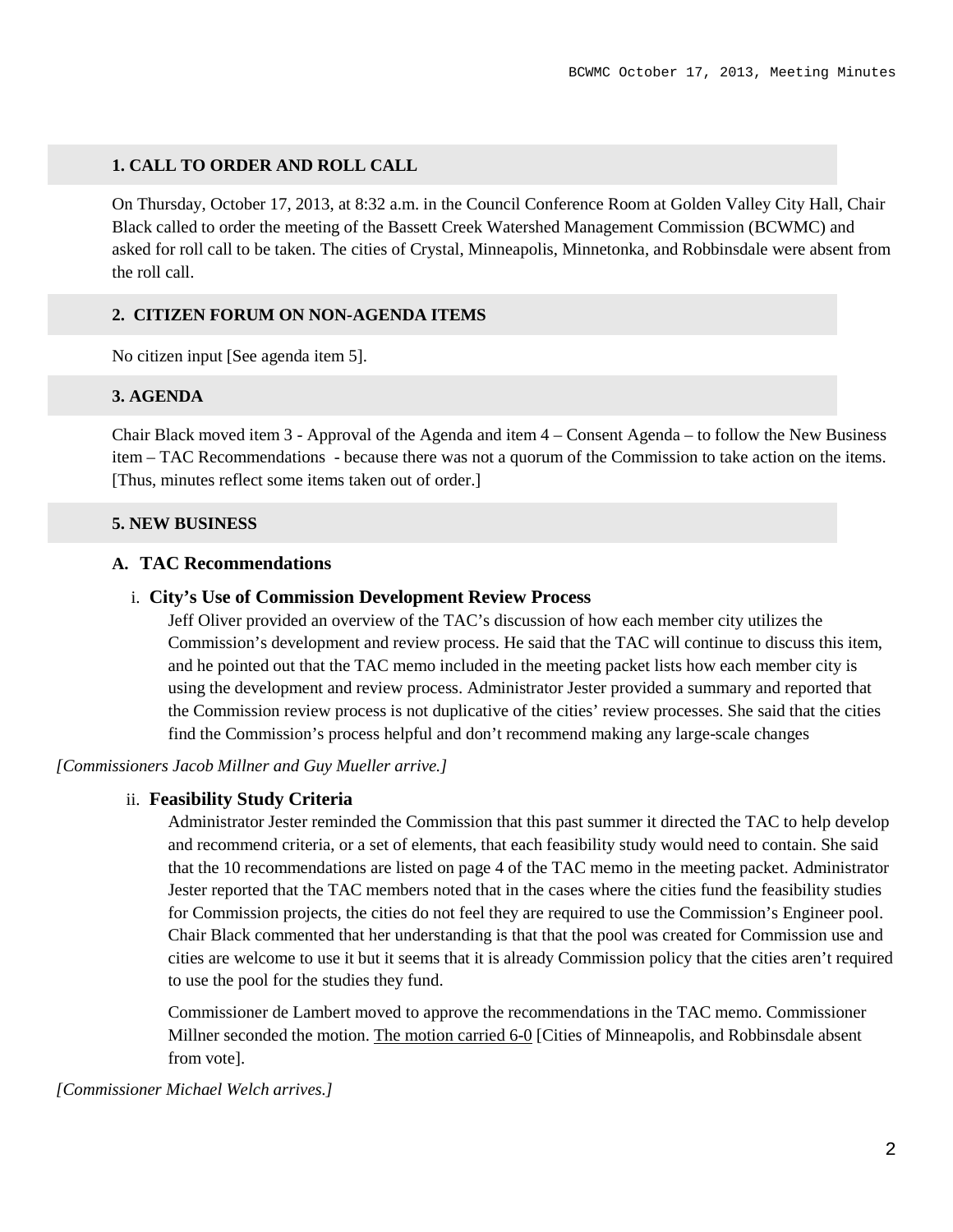## 1. CALL TO ORDER AND ROLL CALL

On Thursday, October 17, 2013, at 8:32 a.m. in the Council Conference Room at Golden Valley City Hall, Chair Black called to order the meeting of the Bassett Creek Watershed Management Commission (BCWMC) and asked for roll call to be taken. The cities of Crystal, Minneapolis, Minnetonka, and Robbinsdale were absent from the roll call.

## 2. CITIZEN FORUM ON NON-AGENDA ITEMS

No citizen input [See agenda item 5].

## 3. AGENDA

Chair Black moved item 3 - Approval of the Agenda and item 4 – Consent Agenda – to follow the New Business item – TAC Recommendations - because there was not a quorum of the Commission to take action on the items. [Thus, minutes reflect some items taken out of order.]

## 5. NEW BUSINESS

### A. TAC Recommendations

#### i. City's Use of Commission Development Review Process

Jeff Oliver provided an overview of the TAC's discussion of how each member city utilizes the Commission's development and review process. He said that the TAC will continue to discuss this item, and he pointed out that the TAC memo included in the meeting packet lists how each member city is using the development and review process. Administrator Jester provided a summary and reported that the Commission review process is not duplicative of the cities' review processes. She said that the cities find the Commission's process helpful and don't recommend making any large-scale changes

*[Commissioners Jacob Millner and Guy Mueller arrive.]*

#### ii. Feasibility Study Criteria

Administrator Jester reminded the Commission that this past summer it directed the TAC to help develop and recommend criteria, or a set of elements, that each feasibility study would need to contain. She said that the 10 recommendations are listed on page 4 of the TAC memo in the meeting packet. Administrator Jester reported that the TAC members noted that in the cases where the cities fund the feasibility studies for Commission projects, the cities do not feel they are required to use the Commission's Engineer pool. Chair Black commented that her understanding is that that the pool was created for Commission use and cities are welcome to use it but it seems that it is already Commission policy that the cities aren't required to use the pool for the studies they fund.

Commissioner de Lambert moved to approve the recommendations in the TAC memo. Commissioner Millner seconded the motion. The motion carried 6-0 [Cities of Minneapolis, and Robbinsdale absent from vote].

*[Commissioner Michael Welch arrives.]*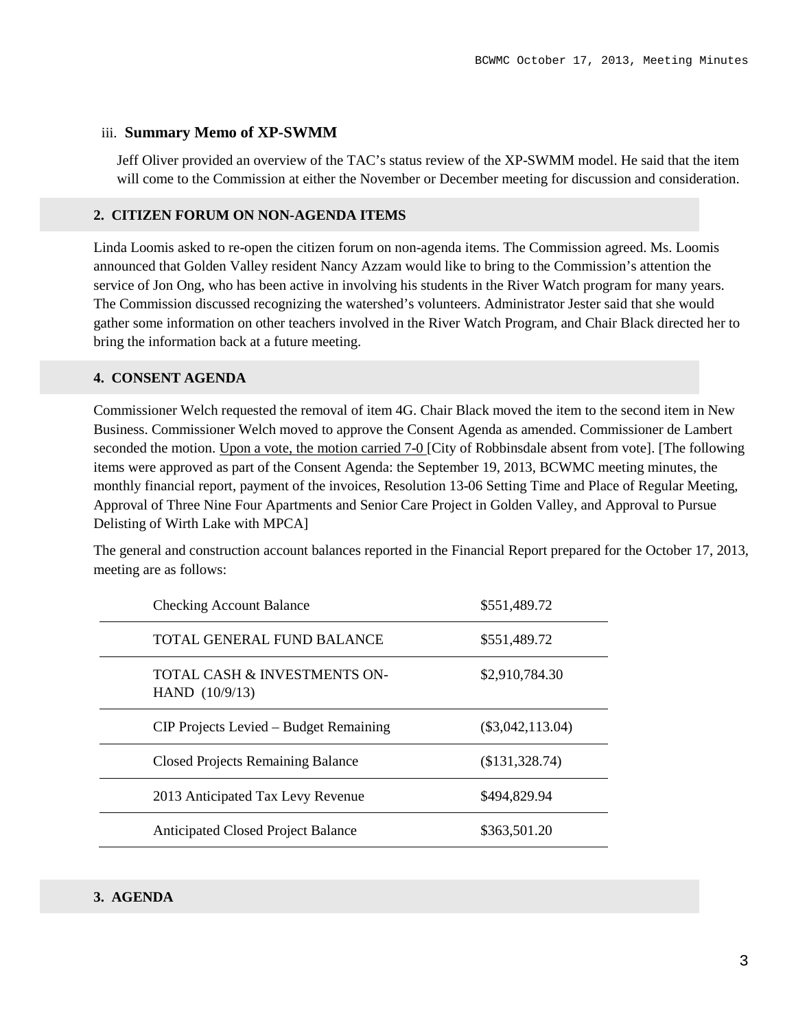iii. **Summary Memo of XP-SWMM**

Jeff Oliver provided an overview of the TAC's status review of the XP-SWMM model. He said that the item will come to the Commission at either the November or December meeting for discussion and consideration.

## 2. CITIZEN FORUM ON NON-AGENDA ITEMS

Linda Loomis asked to re-open the citizen forum on non-agenda items. The Commission agreed. Ms. Loomis announced that Golden Valley resident Nancy Azzam would like to bring to the Commission's attention the service of Jon Ong, who has been active in involving his students in the River Watch program for many years. The Commission discussed recognizing the watershed's volunteers. Administrator Jester said that she would gather some information on other teachers involved in the River Watch Program, and Chair Black directed her to bring the information back at a future meeting.

## 4. CONSENT AGENDA

Commissioner Welch requested the removal of item 4G. Chair Black moved the item to the second item in New Business. Commissioner Welch moved to approve the Consent Agenda as amended. Commissioner de Lambert seconded the motion. Upon a vote, the motion carried 7-0 [City of Robbinsdale absent from vote]. [The following items were approved as part of the Consent Agenda: the September 19, 2013, BCWMC meeting minutes, the monthly financial report, payment of the invoices, Resolution 13-06 Setting Time and Place of Regular Meeting, Approval of Three Nine Four Apartments and Senior Care Project in Golden Valley, and Approval to Pursue Delisting of Wirth Lake with MPCA]

The general and construction account balances reported in the Financial Report prepared for the October 17, 2013, meeting are as follows:

| | |
|---|---|
| Checking Account Balance | $551,489.72 |
| TOTAL GENERAL FUND BALANCE | $551,489.72 |
| TOTAL CASH & INVESTMENTS ON-HAND (10/9/13) | $2,910,784.30 |
| CIP Projects Levied – Budget Remaining | ($3,042,113.04) |
| Closed Projects Remaining Balance | ($131,328.74) |
| 2013 Anticipated Tax Levy Revenue | $494,829.94 |
| Anticipated Closed Project Balance | $363,501.20 |

## 3. AGENDA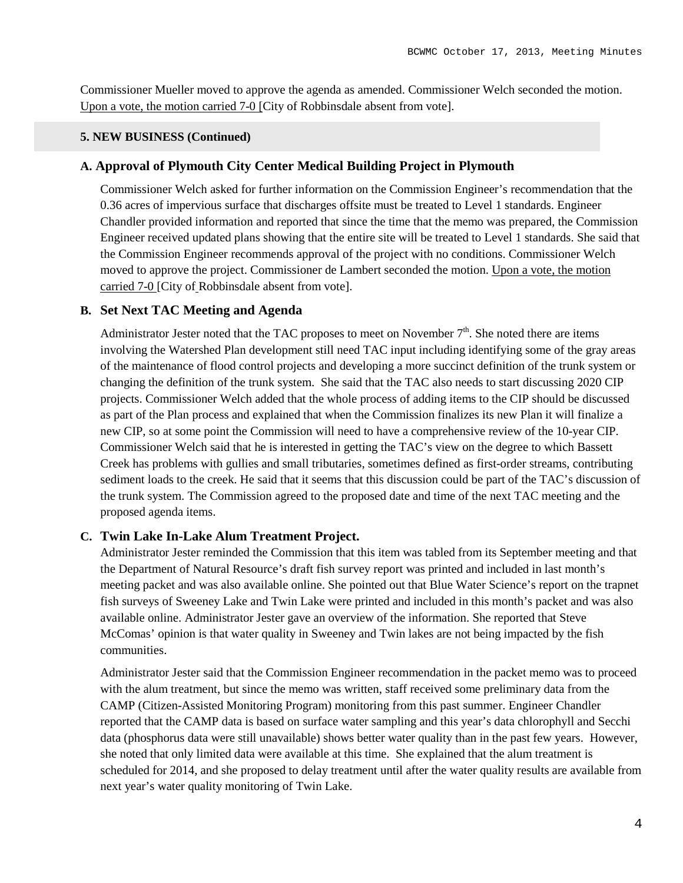Commissioner Mueller moved to approve the agenda as amended. Commissioner Welch seconded the motion. Upon a vote, the motion carried 7-0 [City of Robbinsdale absent from vote].

**5. NEW BUSINESS (Continued)**

### A. Approval of Plymouth City Center Medical Building Project in Plymouth

Commissioner Welch asked for further information on the Commission Engineer's recommendation that the 0.36 acres of impervious surface that discharges offsite must be treated to Level 1 standards. Engineer Chandler provided information and reported that since the time that the memo was prepared, the Commission Engineer received updated plans showing that the entire site will be treated to Level 1 standards. She said that the Commission Engineer recommends approval of the project with no conditions. Commissioner Welch moved to approve the project. Commissioner de Lambert seconded the motion. Upon a vote, the motion carried 7-0 [City of Robbinsdale absent from vote].

### B. Set Next TAC Meeting and Agenda

Administrator Jester noted that the TAC proposes to meet on November 7th. She noted there are items involving the Watershed Plan development still need TAC input including identifying some of the gray areas of the maintenance of flood control projects and developing a more succinct definition of the trunk system or changing the definition of the trunk system. She said that the TAC also needs to start discussing 2020 CIP projects. Commissioner Welch added that the whole process of adding items to the CIP should be discussed as part of the Plan process and explained that when the Commission finalizes its new Plan it will finalize a new CIP, so at some point the Commission will need to have a comprehensive review of the 10-year CIP. Commissioner Welch said that he is interested in getting the TAC's view on the degree to which Bassett Creek has problems with gullies and small tributaries, sometimes defined as first-order streams, contributing sediment loads to the creek. He said that it seems that this discussion could be part of the TAC's discussion of the trunk system. The Commission agreed to the proposed date and time of the next TAC meeting and the proposed agenda items.

### C. Twin Lake In-Lake Alum Treatment Project.

Administrator Jester reminded the Commission that this item was tabled from its September meeting and that the Department of Natural Resource's draft fish survey report was printed and included in last month's meeting packet and was also available online. She pointed out that Blue Water Science's report on the trapnet fish surveys of Sweeney Lake and Twin Lake were printed and included in this month's packet and was also available online. Administrator Jester gave an overview of the information. She reported that Steve McComas' opinion is that water quality in Sweeney and Twin lakes are not being impacted by the fish communities.

Administrator Jester said that the Commission Engineer recommendation in the packet memo was to proceed with the alum treatment, but since the memo was written, staff received some preliminary data from the CAMP (Citizen-Assisted Monitoring Program) monitoring from this past summer. Engineer Chandler reported that the CAMP data is based on surface water sampling and this year's data chlorophyll and Secchi data (phosphorus data were still unavailable) shows better water quality than in the past few years. However, she noted that only limited data were available at this time. She explained that the alum treatment is scheduled for 2014, and she proposed to delay treatment until after the water quality results are available from next year's water quality monitoring of Twin Lake.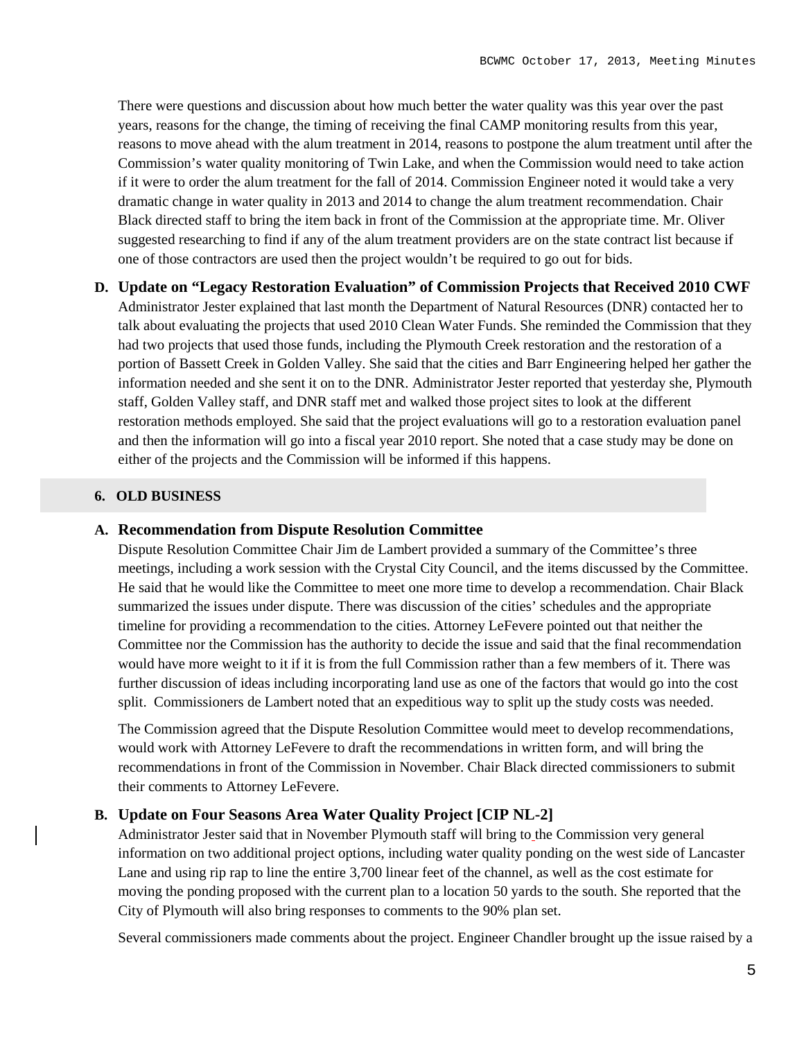There were questions and discussion about how much better the water quality was this year over the past years, reasons for the change, the timing of receiving the final CAMP monitoring results from this year, reasons to move ahead with the alum treatment in 2014, reasons to postpone the alum treatment until after the Commission's water quality monitoring of Twin Lake, and when the Commission would need to take action if it were to order the alum treatment for the fall of 2014. Commission Engineer noted it would take a very dramatic change in water quality in 2013 and 2014 to change the alum treatment recommendation. Chair Black directed staff to bring the item back in front of the Commission at the appropriate time. Mr. Oliver suggested researching to find if any of the alum treatment providers are on the state contract list because if one of those contractors are used then the project wouldn't be required to go out for bids.

**D. Update on "Legacy Restoration Evaluation" of Commission Projects that Received 2010 CWF**

Administrator Jester explained that last month the Department of Natural Resources (DNR) contacted her to talk about evaluating the projects that used 2010 Clean Water Funds. She reminded the Commission that they had two projects that used those funds, including the Plymouth Creek restoration and the restoration of a portion of Bassett Creek in Golden Valley. She said that the cities and Barr Engineering helped her gather the information needed and she sent it on to the DNR. Administrator Jester reported that yesterday she, Plymouth staff, Golden Valley staff, and DNR staff met and walked those project sites to look at the different restoration methods employed. She said that the project evaluations will go to a restoration evaluation panel and then the information will go into a fiscal year 2010 report. She noted that a case study may be done on either of the projects and the Commission will be informed if this happens.

## 6. OLD BUSINESS

**A. Recommendation from Dispute Resolution Committee**

Dispute Resolution Committee Chair Jim de Lambert provided a summary of the Committee's three meetings, including a work session with the Crystal City Council, and the items discussed by the Committee. He said that he would like the Committee to meet one more time to develop a recommendation. Chair Black summarized the issues under dispute. There was discussion of the cities' schedules and the appropriate timeline for providing a recommendation to the cities. Attorney LeFevere pointed out that neither the Committee nor the Commission has the authority to decide the issue and said that the final recommendation would have more weight to it if it is from the full Commission rather than a few members of it. There was further discussion of ideas including incorporating land use as one of the factors that would go into the cost split. Commissioners de Lambert noted that an expeditious way to split up the study costs was needed.

The Commission agreed that the Dispute Resolution Committee would meet to develop recommendations, would work with Attorney LeFevere to draft the recommendations in written form, and will bring the recommendations in front of the Commission in November. Chair Black directed commissioners to submit their comments to Attorney LeFevere.

**B. Update on Four Seasons Area Water Quality Project [CIP NL-2]**

Administrator Jester said that in November Plymouth staff will bring to the Commission very general information on two additional project options, including water quality ponding on the west side of Lancaster Lane and using rip rap to line the entire 3,700 linear feet of the channel, as well as the cost estimate for moving the ponding proposed with the current plan to a location 50 yards to the south. She reported that the City of Plymouth will also bring responses to comments to the 90% plan set.

Several commissioners made comments about the project. Engineer Chandler brought up the issue raised by a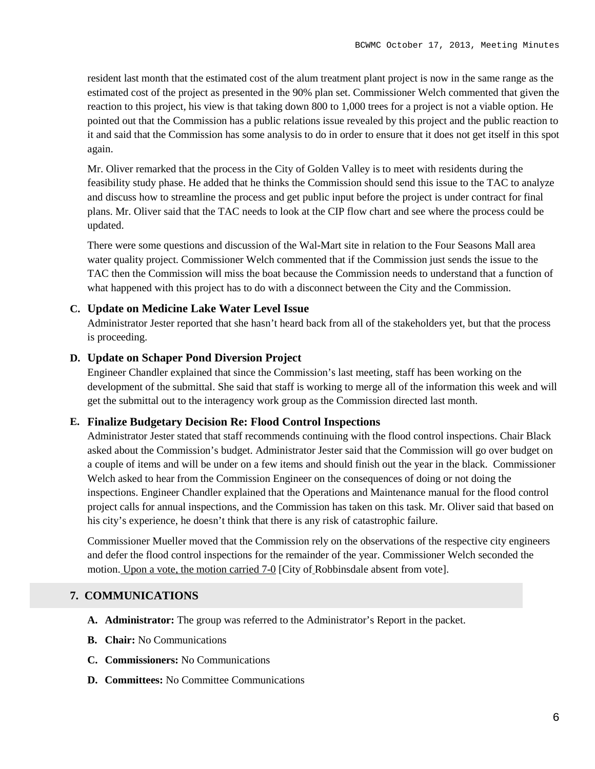resident last month that the estimated cost of the alum treatment plant project is now in the same range as the estimated cost of the project as presented in the 90% plan set. Commissioner Welch commented that given the reaction to this project, his view is that taking down 800 to 1,000 trees for a project is not a viable option. He pointed out that the Commission has a public relations issue revealed by this project and the public reaction to it and said that the Commission has some analysis to do in order to ensure that it does not get itself in this spot again.

Mr. Oliver remarked that the process in the City of Golden Valley is to meet with residents during the feasibility study phase. He added that he thinks the Commission should send this issue to the TAC to analyze and discuss how to streamline the process and get public input before the project is under contract for final plans. Mr. Oliver said that the TAC needs to look at the CIP flow chart and see where the process could be updated.

There were some questions and discussion of the Wal-Mart site in relation to the Four Seasons Mall area water quality project. Commissioner Welch commented that if the Commission just sends the issue to the TAC then the Commission will miss the boat because the Commission needs to understand that a function of what happened with this project has to do with a disconnect between the City and the Commission.

**C. Update on Medicine Lake Water Level Issue**

Administrator Jester reported that she hasn't heard back from all of the stakeholders yet, but that the process is proceeding.

**D. Update on Schaper Pond Diversion Project**

Engineer Chandler explained that since the Commission's last meeting, staff has been working on the development of the submittal. She said that staff is working to merge all of the information this week and will get the submittal out to the interagency work group as the Commission directed last month.

**E. Finalize Budgetary Decision Re: Flood Control Inspections**

Administrator Jester stated that staff recommends continuing with the flood control inspections. Chair Black asked about the Commission's budget. Administrator Jester said that the Commission will go over budget on a couple of items and will be under on a few items and should finish out the year in the black. Commissioner Welch asked to hear from the Commission Engineer on the consequences of doing or not doing the inspections. Engineer Chandler explained that the Operations and Maintenance manual for the flood control project calls for annual inspections, and the Commission has taken on this task. Mr. Oliver said that based on his city's experience, he doesn't think that there is any risk of catastrophic failure.

Commissioner Mueller moved that the Commission rely on the observations of the respective city engineers and defer the flood control inspections for the remainder of the year. Commissioner Welch seconded the motion. Upon a vote, the motion carried 7-0 [City of Robbinsdale absent from vote].

## 7. COMMUNICATIONS

**A. Administrator:** The group was referred to the Administrator's Report in the packet.

**B. Chair:** No Communications

**C. Commissioners:** No Communications

**D. Committees:** No Committee Communications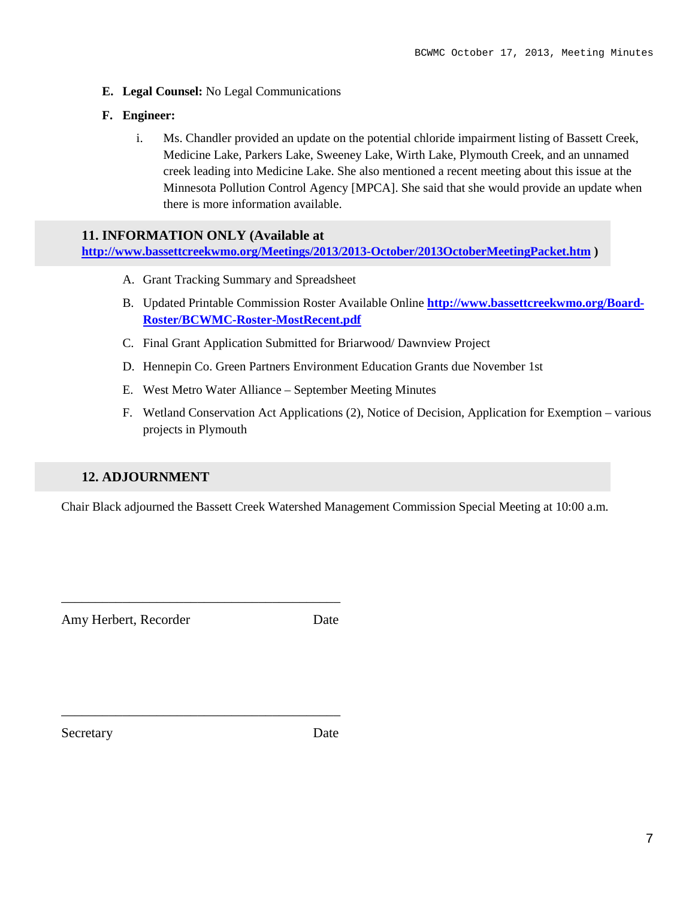**E. Legal Counsel:** No Legal Communications

**F. Engineer:**

i. Ms. Chandler provided an update on the potential chloride impairment listing of Bassett Creek, Medicine Lake, Parkers Lake, Sweeney Lake, Wirth Lake, Plymouth Creek, and an unnamed creek leading into Medicine Lake. She also mentioned a recent meeting about this issue at the Minnesota Pollution Control Agency [MPCA]. She said that she would provide an update when there is more information available.

## 11. INFORMATION ONLY (Available at http://www.bassettcreekwmo.org/Meetings/2013/2013-October/2013OctoberMeetingPacket.htm )

A. Grant Tracking Summary and Spreadsheet

B. Updated Printable Commission Roster Available Online **http://www.bassettcreekwmo.org/Board-Roster/BCWMC-Roster-MostRecent.pdf**

C. Final Grant Application Submitted for Briarwood/ Dawnview Project

D. Hennepin Co. Green Partners Environment Education Grants due November 1st

E. West Metro Water Alliance – September Meeting Minutes

F. Wetland Conservation Act Applications (2), Notice of Decision, Application for Exemption – various projects in Plymouth

## 12. ADJOURNMENT

Chair Black adjourned the Bassett Creek Watershed Management Commission Special Meeting at 10:00 a.m.

\_\_\_\_\_\_\_\_\_\_\_\_\_\_\_\_\_\_\_\_\_\_\_\_\_\_\_\_\_\_\_\_\_\_\_\_\_\_\_\_\_\_

Amy Herbert, Recorder Date

\_\_\_\_\_\_\_\_\_\_\_\_\_\_\_\_\_\_\_\_\_\_\_\_\_\_\_\_\_\_\_\_\_\_\_\_\_\_\_\_\_\_

Secretary Date